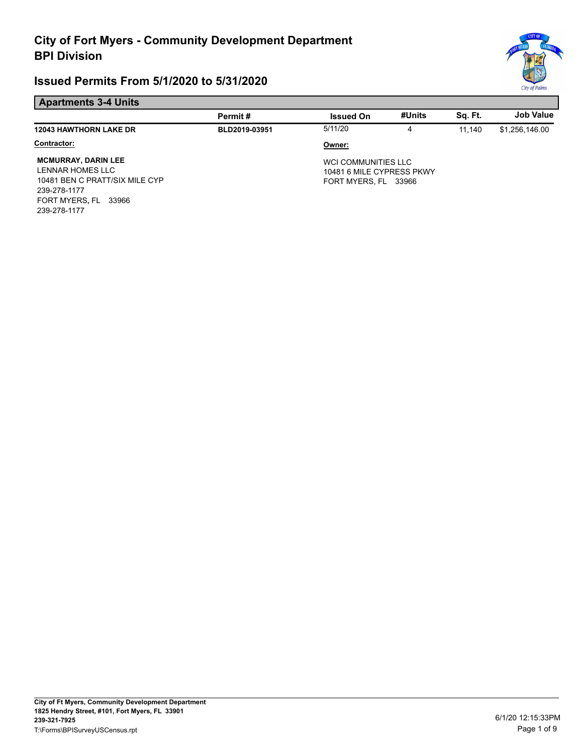# City of Fort Myers - Community Development Department
# BPI Division

## Issued Permits From 5/1/2020 to 5/31/2020

### Apartments 3-4 Units

| | Permit # | Issued On | #Units | Sq. Ft. | Job Value |
|---|---|---|---|---|---|
| **12043 HAWTHORN LAKE DR** | **BLD2019-03951** | 5/11/20 | 4 | 11,140 | $1,256,146.00 |

**Contractor:**

**MCMURRAY, DARIN LEE**
LENNAR HOMES LLC
10481 BEN C PRATT/SIX MILE CYP
239-278-1177
FORT MYERS, FL 33966
239-278-1177

**Owner:**

WCI COMMUNITIES LLC
10481 6 MILE CYPRESS PKWY
FORT MYERS, FL 33966

**City of Ft Myers, Community Development Department**
**1825 Hendry Street, #101, Fort Myers, FL 33901**
**239-321-7925**
T:\Forms\BPISurveyUSCensus.rpt

6/1/20 12:15:33PM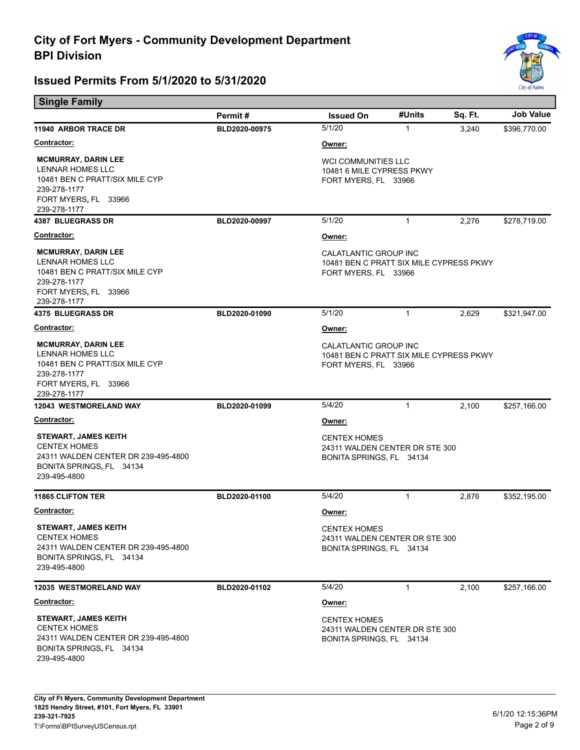# City of Fort Myers - Community Development Department
## BPI Division

## Issued Permits From 5/1/2020 to 5/31/2020

### Single Family

| | Permit # | Issued On | #Units | Sq. Ft. | Job Value |
|---|---|---|---|---|---|
| **11940 ARBOR TRACE DR** | BLD2020-00975 | 5/1/20 | 1 | 3,240 | $396,770.00 |

**Contractor:**
**MCMURRAY, DARIN LEE**
LENNAR HOMES LLC
10481 BEN C PRATT/SIX MILE CYP
239-278-1177
FORT MYERS, FL 33966
239-278-1177

**Owner:**
WCI COMMUNITIES LLC
10481 6 MILE CYPRESS PKWY
FORT MYERS, FL 33966

| | Permit # | Issued On | #Units | Sq. Ft. | Job Value |
|---|---|---|---|---|---|
| **4387 BLUEGRASS DR** | BLD2020-00997 | 5/1/20 | 1 | 2,276 | $278,719.00 |

**Contractor:**
**MCMURRAY, DARIN LEE**
LENNAR HOMES LLC
10481 BEN C PRATT/SIX MILE CYP
239-278-1177
FORT MYERS, FL 33966
239-278-1177

**Owner:**
CALATLANTIC GROUP INC
10481 BEN C PRATT SIX MILE CYPRESS PKWY
FORT MYERS, FL 33966

| | Permit # | Issued On | #Units | Sq. Ft. | Job Value |
|---|---|---|---|---|---|
| **4375 BLUEGRASS DR** | BLD2020-01090 | 5/1/20 | 1 | 2,629 | $321,947.00 |

**Contractor:**
**MCMURRAY, DARIN LEE**
LENNAR HOMES LLC
10481 BEN C PRATT/SIX MILE CYP
239-278-1177
FORT MYERS, FL 33966
239-278-1177

**Owner:**
CALATLANTIC GROUP INC
10481 BEN C PRATT SIX MILE CYPRESS PKWY
FORT MYERS, FL 33966

| | Permit # | Issued On | #Units | Sq. Ft. | Job Value |
|---|---|---|---|---|---|
| **12043 WESTMORELAND WAY** | BLD2020-01099 | 5/4/20 | 1 | 2,100 | $257,166.00 |

**Contractor:**
**STEWART, JAMES KEITH**
CENTEX HOMES
24311 WALDEN CENTER DR 239-495-4800
BONITA SPRINGS, FL 34134
239-495-4800

**Owner:**
CENTEX HOMES
24311 WALDEN CENTER DR STE 300
BONITA SPRINGS, FL 34134

| | Permit # | Issued On | #Units | Sq. Ft. | Job Value |
|---|---|---|---|---|---|
| **11865 CLIFTON TER** | BLD2020-01100 | 5/4/20 | 1 | 2,876 | $352,195.00 |

**Contractor:**
**STEWART, JAMES KEITH**
CENTEX HOMES
24311 WALDEN CENTER DR 239-495-4800
BONITA SPRINGS, FL 34134
239-495-4800

**Owner:**
CENTEX HOMES
24311 WALDEN CENTER DR STE 300
BONITA SPRINGS, FL 34134

| | Permit # | Issued On | #Units | Sq. Ft. | Job Value |
|---|---|---|---|---|---|
| **12035 WESTMORELAND WAY** | BLD2020-01102 | 5/4/20 | 1 | 2,100 | $257,166.00 |

**Contractor:**
**STEWART, JAMES KEITH**
CENTEX HOMES
24311 WALDEN CENTER DR 239-495-4800
BONITA SPRINGS, FL 34134
239-495-4800

**Owner:**
CENTEX HOMES
24311 WALDEN CENTER DR STE 300
BONITA SPRINGS, FL 34134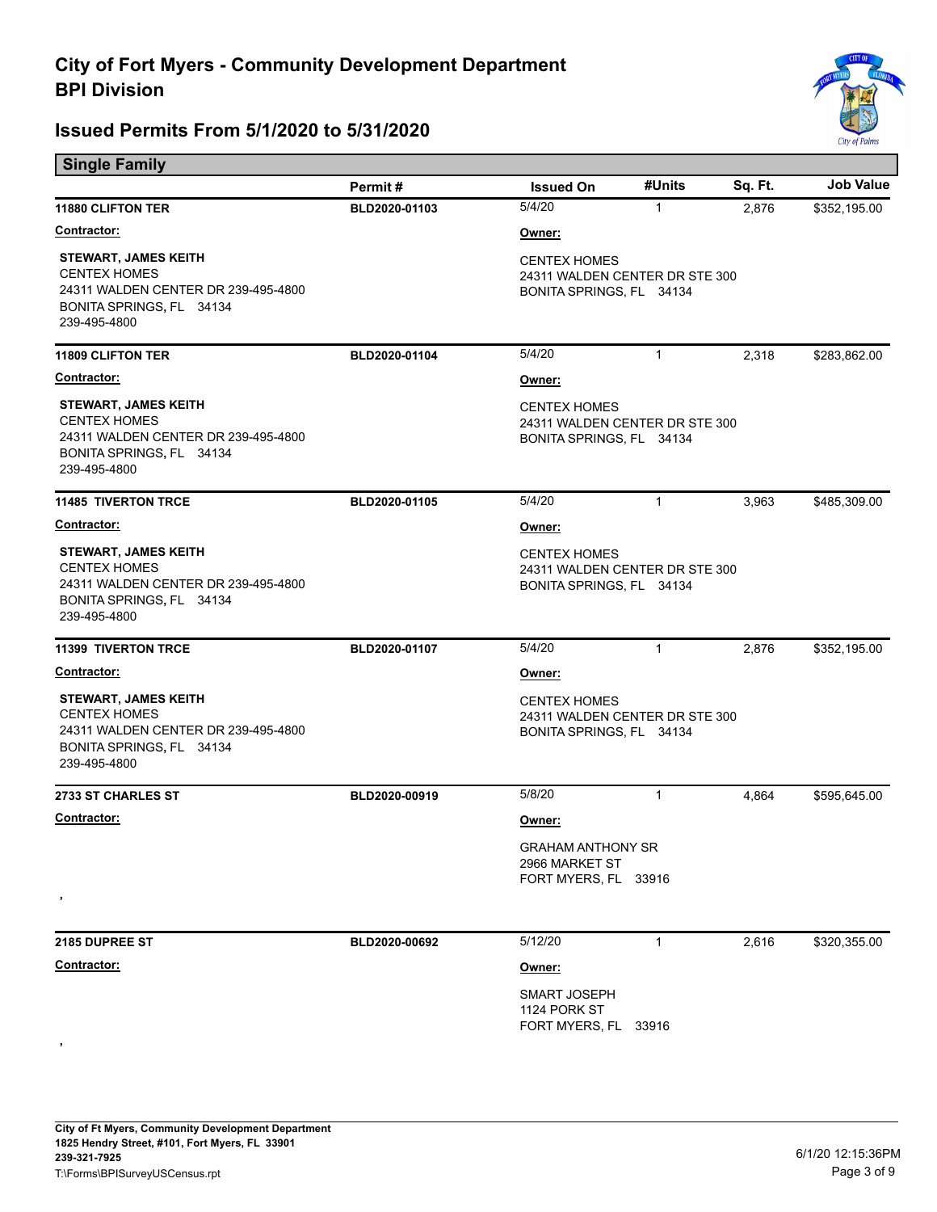# City of Fort Myers - Community Development Department
# BPI Division

## Issued Permits From 5/1/2020 to 5/31/2020

### Single Family

| | Permit # | Issued On | #Units | Sq. Ft. | Job Value |
|---|---|---|---|---|---|
| **11880 CLIFTON TER** | **BLD2020-01103** | 5/4/20 | 1 | 2,876 | $352,195.00 |

**Contractor:**

**STEWART, JAMES KEITH**
CENTEX HOMES
24311 WALDEN CENTER DR 239-495-4800
BONITA SPRINGS, FL 34134
239-495-4800

**Owner:**

CENTEX HOMES
24311 WALDEN CENTER DR STE 300
BONITA SPRINGS, FL 34134

| | Permit # | Issued On | #Units | Sq. Ft. | Job Value |
|---|---|---|---|---|---|
| **11809 CLIFTON TER** | **BLD2020-01104** | 5/4/20 | 1 | 2,318 | $283,862.00 |

**Contractor:**

**STEWART, JAMES KEITH**
CENTEX HOMES
24311 WALDEN CENTER DR 239-495-4800
BONITA SPRINGS, FL 34134
239-495-4800

**Owner:**

CENTEX HOMES
24311 WALDEN CENTER DR STE 300
BONITA SPRINGS, FL 34134

| | Permit # | Issued On | #Units | Sq. Ft. | Job Value |
|---|---|---|---|---|---|
| **11485 TIVERTON TRCE** | **BLD2020-01105** | 5/4/20 | 1 | 3,963 | $485,309.00 |

**Contractor:**

**STEWART, JAMES KEITH**
CENTEX HOMES
24311 WALDEN CENTER DR 239-495-4800
BONITA SPRINGS, FL 34134
239-495-4800

**Owner:**

CENTEX HOMES
24311 WALDEN CENTER DR STE 300
BONITA SPRINGS, FL 34134

| | Permit # | Issued On | #Units | Sq. Ft. | Job Value |
|---|---|---|---|---|---|
| **11399 TIVERTON TRCE** | **BLD2020-01107** | 5/4/20 | 1 | 2,876 | $352,195.00 |

**Contractor:**

**STEWART, JAMES KEITH**
CENTEX HOMES
24311 WALDEN CENTER DR 239-495-4800
BONITA SPRINGS, FL 34134
239-495-4800

**Owner:**

CENTEX HOMES
24311 WALDEN CENTER DR STE 300
BONITA SPRINGS, FL 34134

| | Permit # | Issued On | #Units | Sq. Ft. | Job Value |
|---|---|---|---|---|---|
| **2733 ST CHARLES ST** | **BLD2020-00919** | 5/8/20 | 1 | 4,864 | $595,645.00 |

**Contractor:**

,

**Owner:**

GRAHAM ANTHONY SR
2966 MARKET ST
FORT MYERS, FL 33916

| | Permit # | Issued On | #Units | Sq. Ft. | Job Value |
|---|---|---|---|---|---|
| **2185 DUPREE ST** | **BLD2020-00692** | 5/12/20 | 1 | 2,616 | $320,355.00 |

**Contractor:**

,

**Owner:**

SMART JOSEPH
1124 PORK ST
FORT MYERS, FL 33916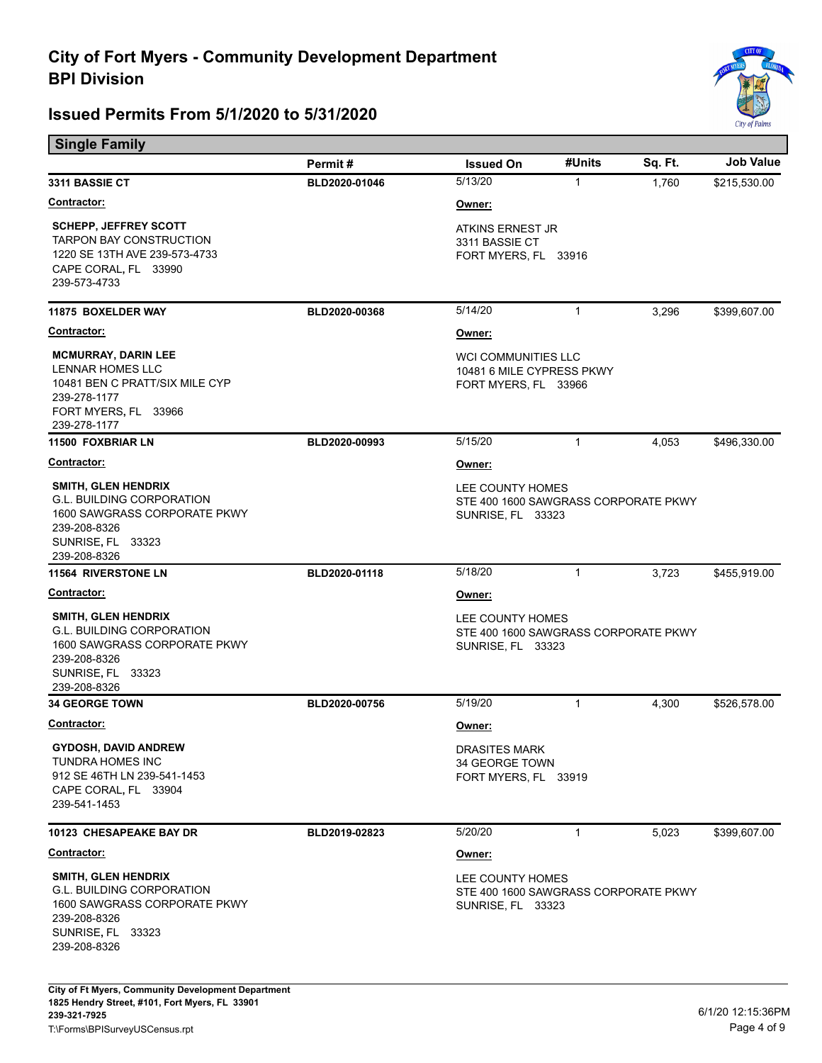# City of Fort Myers - Community Development Department
# BPI Division

## Issued Permits From 5/1/2020 to 5/31/2020

### Single Family

| | Permit # | Issued On | #Units | Sq. Ft. | Job Value |
|---|---|---|---|---|---|
| **3311 BASSIE CT** | BLD2020-01046 | 5/13/20 | 1 | 1,760 | $215,530.00 |
| **11875 BOXELDER WAY** | BLD2020-00368 | 5/14/20 | 1 | 3,296 | $399,607.00 |
| **11500 FOXBRIAR LN** | BLD2020-00993 | 5/15/20 | 1 | 4,053 | $496,330.00 |
| **11564 RIVERSTONE LN** | BLD2020-01118 | 5/18/20 | 1 | 3,723 | $455,919.00 |
| **34 GEORGE TOWN** | BLD2020-00756 | 5/19/20 | 1 | 4,300 | $526,578.00 |
| **10123 CHESAPEAKE BAY DR** | BLD2019-02823 | 5/20/20 | 1 | 5,023 | $399,607.00 |

**3311 BASSIE CT** — BLD2020-01046

**Contractor:**
SCHEPP, JEFFREY SCOTT
TARPON BAY CONSTRUCTION
1220 SE 13TH AVE 239-573-4733
CAPE CORAL, FL 33990
239-573-4733

**Owner:**
ATKINS ERNEST JR
3311 BASSIE CT
FORT MYERS, FL 33916

**11875 BOXELDER WAY** — BLD2020-00368

**Contractor:**
MCMURRAY, DARIN LEE
LENNAR HOMES LLC
10481 BEN C PRATT/SIX MILE CYP
239-278-1177
FORT MYERS, FL 33966
239-278-1177

**Owner:**
WCI COMMUNITIES LLC
10481 6 MILE CYPRESS PKWY
FORT MYERS, FL 33966

**11500 FOXBRIAR LN** — BLD2020-00993

**Contractor:**
SMITH, GLEN HENDRIX
G.L. BUILDING CORPORATION
1600 SAWGRASS CORPORATE PKWY
239-208-8326
SUNRISE, FL 33323
239-208-8326

**Owner:**
LEE COUNTY HOMES
STE 400 1600 SAWGRASS CORPORATE PKWY
SUNRISE, FL 33323

**11564 RIVERSTONE LN** — BLD2020-01118

**Contractor:**
SMITH, GLEN HENDRIX
G.L. BUILDING CORPORATION
1600 SAWGRASS CORPORATE PKWY
239-208-8326
SUNRISE, FL 33323
239-208-8326

**Owner:**
LEE COUNTY HOMES
STE 400 1600 SAWGRASS CORPORATE PKWY
SUNRISE, FL 33323

**34 GEORGE TOWN** — BLD2020-00756

**Contractor:**
GYDOSH, DAVID ANDREW
TUNDRA HOMES INC
912 SE 46TH LN 239-541-1453
CAPE CORAL, FL 33904
239-541-1453

**Owner:**
DRASITES MARK
34 GEORGE TOWN
FORT MYERS, FL 33919

**10123 CHESAPEAKE BAY DR** — BLD2019-02823

**Contractor:**
SMITH, GLEN HENDRIX
G.L. BUILDING CORPORATION
1600 SAWGRASS CORPORATE PKWY
239-208-8326
SUNRISE, FL 33323
239-208-8326

**Owner:**
LEE COUNTY HOMES
STE 400 1600 SAWGRASS CORPORATE PKWY
SUNRISE, FL 33323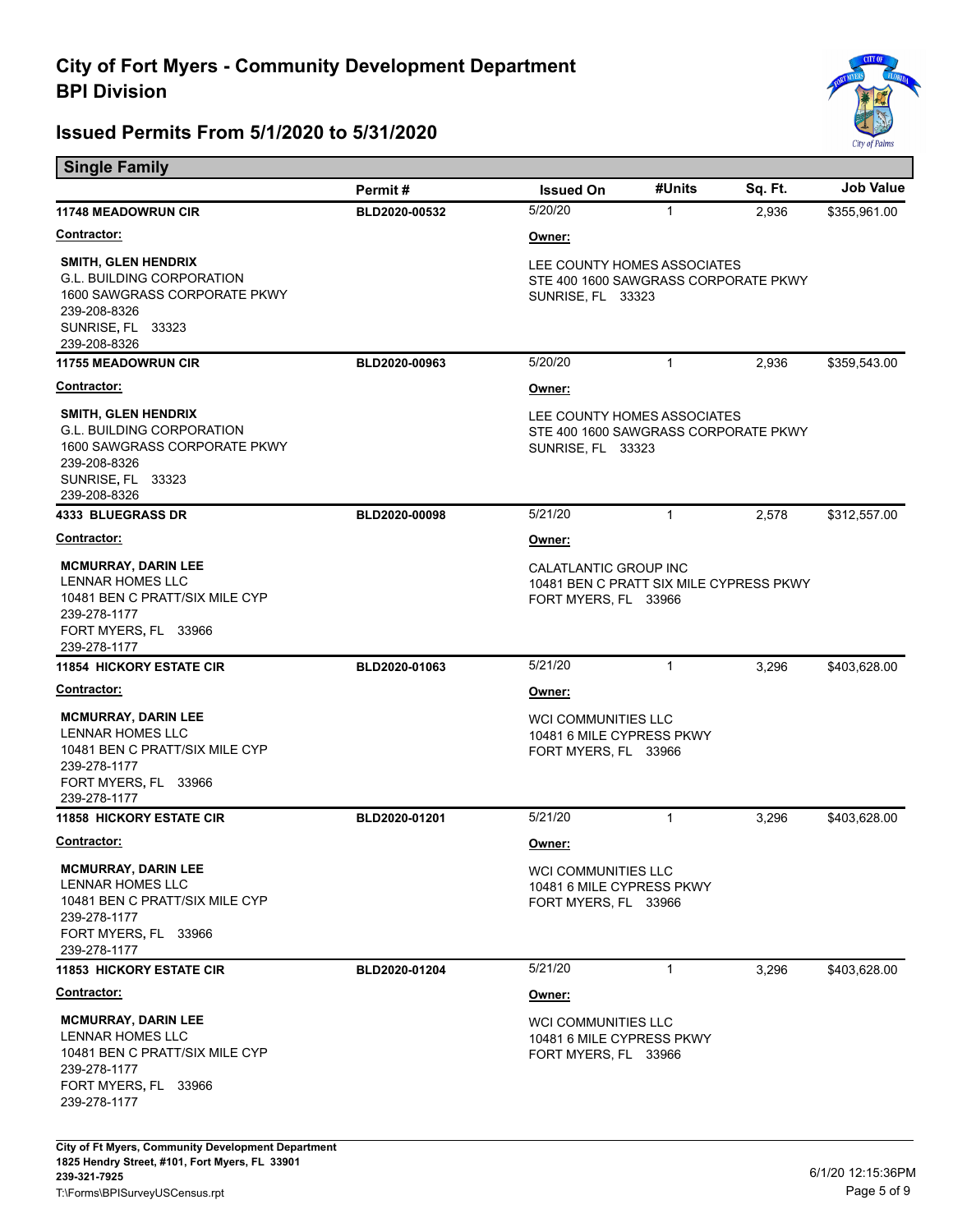# City of Fort Myers - Community Development Department
# BPI Division

## Issued Permits From 5/1/2020 to 5/31/2020

### Single Family

| | Permit # | Issued On | #Units | Sq. Ft. | Job Value |
|---|---|---|---|---|---|
| **11748 MEADOWRUN CIR** | **BLD2020-00532** | 5/20/20 | 1 | 2,936 | $355,961.00 |

**Contractor:**
**SMITH, GLEN HENDRIX**
G.L. BUILDING CORPORATION
1600 SAWGRASS CORPORATE PKWY
239-208-8326
SUNRISE, FL 33323
239-208-8326

**Owner:**
LEE COUNTY HOMES ASSOCIATES
STE 400 1600 SAWGRASS CORPORATE PKWY
SUNRISE, FL 33323

| | Permit # | Issued On | #Units | Sq. Ft. | Job Value |
|---|---|---|---|---|---|
| **11755 MEADOWRUN CIR** | **BLD2020-00963** | 5/20/20 | 1 | 2,936 | $359,543.00 |

**Contractor:**
**SMITH, GLEN HENDRIX**
G.L. BUILDING CORPORATION
1600 SAWGRASS CORPORATE PKWY
239-208-8326
SUNRISE, FL 33323
239-208-8326

**Owner:**
LEE COUNTY HOMES ASSOCIATES
STE 400 1600 SAWGRASS CORPORATE PKWY
SUNRISE, FL 33323

| | Permit # | Issued On | #Units | Sq. Ft. | Job Value |
|---|---|---|---|---|---|
| **4333 BLUEGRASS DR** | **BLD2020-00098** | 5/21/20 | 1 | 2,578 | $312,557.00 |

**Contractor:**
**MCMURRAY, DARIN LEE**
LENNAR HOMES LLC
10481 BEN C PRATT/SIX MILE CYP
239-278-1177
FORT MYERS, FL 33966
239-278-1177

**Owner:**
CALATLANTIC GROUP INC
10481 BEN C PRATT SIX MILE CYPRESS PKWY
FORT MYERS, FL 33966

| | Permit # | Issued On | #Units | Sq. Ft. | Job Value |
|---|---|---|---|---|---|
| **11854 HICKORY ESTATE CIR** | **BLD2020-01063** | 5/21/20 | 1 | 3,296 | $403,628.00 |

**Contractor:**
**MCMURRAY, DARIN LEE**
LENNAR HOMES LLC
10481 BEN C PRATT/SIX MILE CYP
239-278-1177
FORT MYERS, FL 33966
239-278-1177

**Owner:**
WCI COMMUNITIES LLC
10481 6 MILE CYPRESS PKWY
FORT MYERS, FL 33966

| | Permit # | Issued On | #Units | Sq. Ft. | Job Value |
|---|---|---|---|---|---|
| **11858 HICKORY ESTATE CIR** | **BLD2020-01201** | 5/21/20 | 1 | 3,296 | $403,628.00 |

**Contractor:**
**MCMURRAY, DARIN LEE**
LENNAR HOMES LLC
10481 BEN C PRATT/SIX MILE CYP
239-278-1177
FORT MYERS, FL 33966
239-278-1177

**Owner:**
WCI COMMUNITIES LLC
10481 6 MILE CYPRESS PKWY
FORT MYERS, FL 33966

| | Permit # | Issued On | #Units | Sq. Ft. | Job Value |
|---|---|---|---|---|---|
| **11853 HICKORY ESTATE CIR** | **BLD2020-01204** | 5/21/20 | 1 | 3,296 | $403,628.00 |

**Contractor:**
**MCMURRAY, DARIN LEE**
LENNAR HOMES LLC
10481 BEN C PRATT/SIX MILE CYP
239-278-1177
FORT MYERS, FL 33966
239-278-1177

**Owner:**
WCI COMMUNITIES LLC
10481 6 MILE CYPRESS PKWY
FORT MYERS, FL 33966

**City of Ft Myers, Community Development Department**
**1825 Hendry Street, #101, Fort Myers, FL 33901**
**239-321-7925**
T:\Forms\BPISurveyUSCensus.rpt

6/1/20 12:15:36PM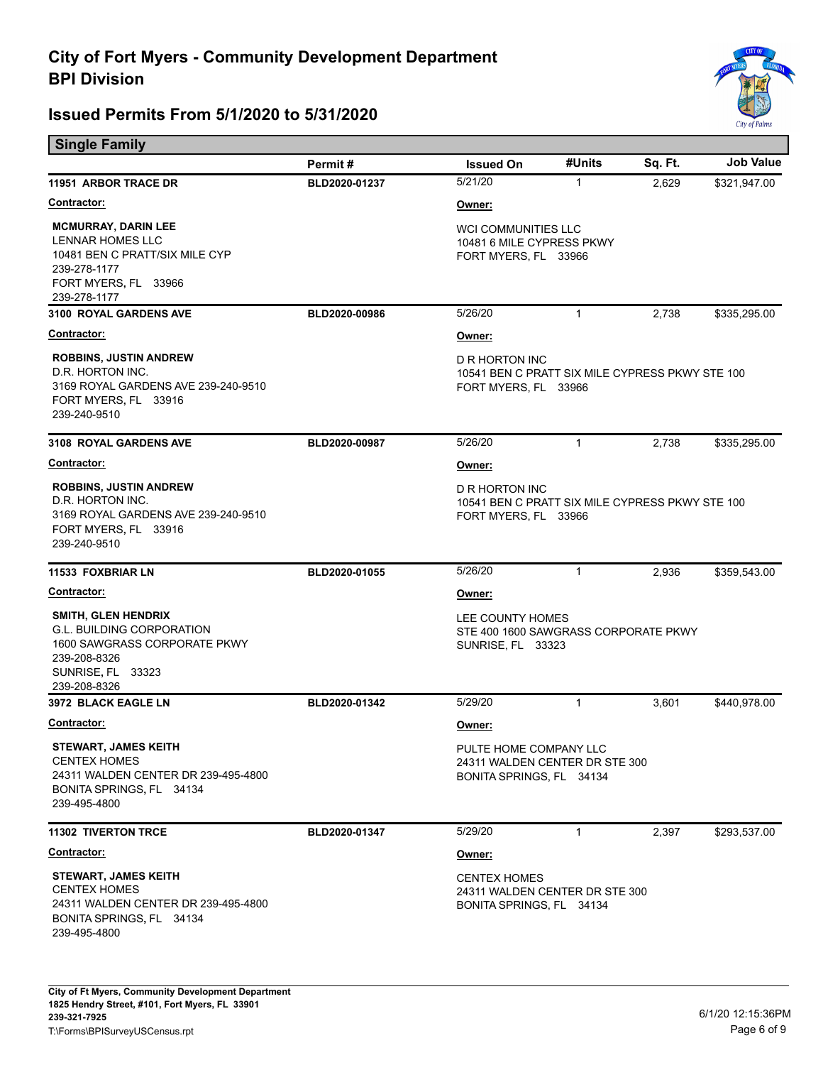# City of Fort Myers - Community Development Department
## BPI Division

## Issued Permits From 5/1/2020 to 5/31/2020

### Single Family

| | Permit # | Issued On | #Units | Sq. Ft. | Job Value |
|---|---|---|---|---|---|
| **11951 ARBOR TRACE DR** | **BLD2020-01237** | 5/21/20 | 1 | 2,629 | $321,947.00 |
| **3100 ROYAL GARDENS AVE** | **BLD2020-00986** | 5/26/20 | 1 | 2,738 | $335,295.00 |
| **3108 ROYAL GARDENS AVE** | **BLD2020-00987** | 5/26/20 | 1 | 2,738 | $335,295.00 |
| **11533 FOXBRIAR LN** | **BLD2020-01055** | 5/26/20 | 1 | 2,936 | $359,543.00 |
| **3972 BLACK EAGLE LN** | **BLD2020-01342** | 5/29/20 | 1 | 3,601 | $440,978.00 |
| **11302 TIVERTON TRCE** | **BLD2020-01347** | 5/29/20 | 1 | 2,397 | $293,537.00 |

**11951 ARBOR TRACE DR** — BLD2020-01237

**Contractor:**
**MCMURRAY, DARIN LEE**
LENNAR HOMES LLC
10481 BEN C PRATT/SIX MILE CYP
239-278-1177
FORT MYERS, FL 33966
239-278-1177

**Owner:**
WCI COMMUNITIES LLC
10481 6 MILE CYPRESS PKWY
FORT MYERS, FL 33966

**3100 ROYAL GARDENS AVE** — BLD2020-00986

**Contractor:**
**ROBBINS, JUSTIN ANDREW**
D.R. HORTON INC.
3169 ROYAL GARDENS AVE 239-240-9510
FORT MYERS, FL 33916
239-240-9510

**Owner:**
D R HORTON INC
10541 BEN C PRATT SIX MILE CYPRESS PKWY STE 100
FORT MYERS, FL 33966

**3108 ROYAL GARDENS AVE** — BLD2020-00987

**Contractor:**
**ROBBINS, JUSTIN ANDREW**
D.R. HORTON INC.
3169 ROYAL GARDENS AVE 239-240-9510
FORT MYERS, FL 33916
239-240-9510

**Owner:**
D R HORTON INC
10541 BEN C PRATT SIX MILE CYPRESS PKWY STE 100
FORT MYERS, FL 33966

**11533 FOXBRIAR LN** — BLD2020-01055

**Contractor:**
**SMITH, GLEN HENDRIX**
G.L. BUILDING CORPORATION
1600 SAWGRASS CORPORATE PKWY
239-208-8326
SUNRISE, FL 33323
239-208-8326

**Owner:**
LEE COUNTY HOMES
STE 400 1600 SAWGRASS CORPORATE PKWY
SUNRISE, FL 33323

**3972 BLACK EAGLE LN** — BLD2020-01342

**Contractor:**
**STEWART, JAMES KEITH**
CENTEX HOMES
24311 WALDEN CENTER DR 239-495-4800
BONITA SPRINGS, FL 34134
239-495-4800

**Owner:**
PULTE HOME COMPANY LLC
24311 WALDEN CENTER DR STE 300
BONITA SPRINGS, FL 34134

**11302 TIVERTON TRCE** — BLD2020-01347

**Contractor:**
**STEWART, JAMES KEITH**
CENTEX HOMES
24311 WALDEN CENTER DR 239-495-4800
BONITA SPRINGS, FL 34134
239-495-4800

**Owner:**
CENTEX HOMES
24311 WALDEN CENTER DR STE 300
BONITA SPRINGS, FL 34134

**City of Ft Myers, Community Development Department**
**1825 Hendry Street, #101, Fort Myers, FL 33901**
**239-321-7925**
T:\Forms\BPISurveyUSCensus.rpt

6/1/20 12:15:36PM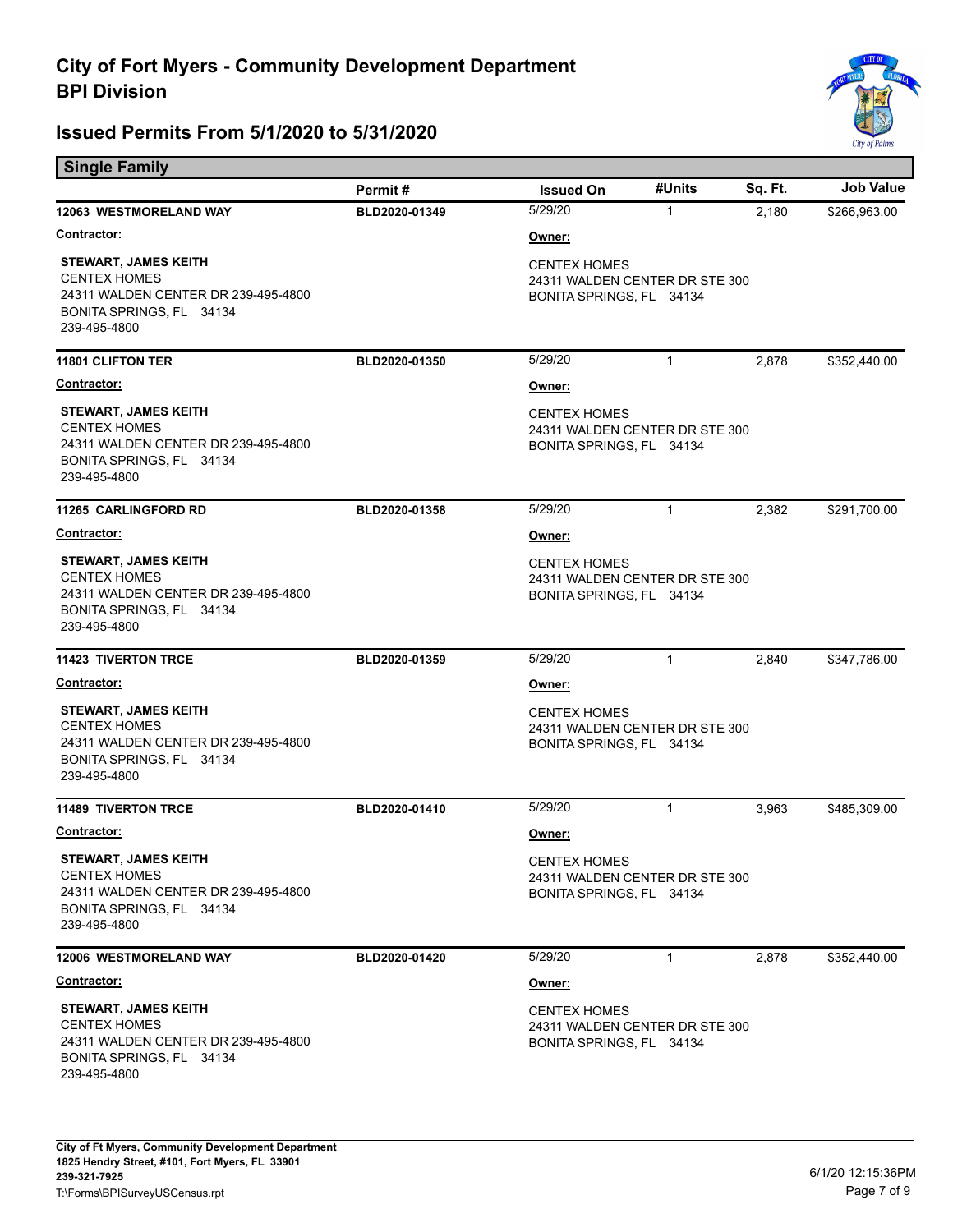# City of Fort Myers - Community Development Department
## BPI Division

### Issued Permits From 5/1/2020 to 5/31/2020

**Single Family**

| | Permit # | Issued On | #Units | Sq. Ft. | Job Value |
|---|---|---|---|---|---|
| **12063 WESTMORELAND WAY** | BLD2020-01349 | 5/29/20 | 1 | 2,180 | $266,963.00 |

**Contractor:**
**STEWART, JAMES KEITH**
CENTEX HOMES
24311 WALDEN CENTER DR 239-495-4800
BONITA SPRINGS, FL 34134
239-495-4800

**Owner:**
CENTEX HOMES
24311 WALDEN CENTER DR STE 300
BONITA SPRINGS, FL 34134

| | Permit # | Issued On | #Units | Sq. Ft. | Job Value |
|---|---|---|---|---|---|
| **11801 CLIFTON TER** | BLD2020-01350 | 5/29/20 | 1 | 2,878 | $352,440.00 |

**Contractor:**
**STEWART, JAMES KEITH**
CENTEX HOMES
24311 WALDEN CENTER DR 239-495-4800
BONITA SPRINGS, FL 34134
239-495-4800

**Owner:**
CENTEX HOMES
24311 WALDEN CENTER DR STE 300
BONITA SPRINGS, FL 34134

| | Permit # | Issued On | #Units | Sq. Ft. | Job Value |
|---|---|---|---|---|---|
| **11265 CARLINGFORD RD** | BLD2020-01358 | 5/29/20 | 1 | 2,382 | $291,700.00 |

**Contractor:**
**STEWART, JAMES KEITH**
CENTEX HOMES
24311 WALDEN CENTER DR 239-495-4800
BONITA SPRINGS, FL 34134
239-495-4800

**Owner:**
CENTEX HOMES
24311 WALDEN CENTER DR STE 300
BONITA SPRINGS, FL 34134

| | Permit # | Issued On | #Units | Sq. Ft. | Job Value |
|---|---|---|---|---|---|
| **11423 TIVERTON TRCE** | BLD2020-01359 | 5/29/20 | 1 | 2,840 | $347,786.00 |

**Contractor:**
**STEWART, JAMES KEITH**
CENTEX HOMES
24311 WALDEN CENTER DR 239-495-4800
BONITA SPRINGS, FL 34134
239-495-4800

**Owner:**
CENTEX HOMES
24311 WALDEN CENTER DR STE 300
BONITA SPRINGS, FL 34134

| | Permit # | Issued On | #Units | Sq. Ft. | Job Value |
|---|---|---|---|---|---|
| **11489 TIVERTON TRCE** | BLD2020-01410 | 5/29/20 | 1 | 3,963 | $485,309.00 |

**Contractor:**
**STEWART, JAMES KEITH**
CENTEX HOMES
24311 WALDEN CENTER DR 239-495-4800
BONITA SPRINGS, FL 34134
239-495-4800

**Owner:**
CENTEX HOMES
24311 WALDEN CENTER DR STE 300
BONITA SPRINGS, FL 34134

| | Permit # | Issued On | #Units | Sq. Ft. | Job Value |
|---|---|---|---|---|---|
| **12006 WESTMORELAND WAY** | BLD2020-01420 | 5/29/20 | 1 | 2,878 | $352,440.00 |

**Contractor:**
**STEWART, JAMES KEITH**
CENTEX HOMES
24311 WALDEN CENTER DR 239-495-4800
BONITA SPRINGS, FL 34134
239-495-4800

**Owner:**
CENTEX HOMES
24311 WALDEN CENTER DR STE 300
BONITA SPRINGS, FL 34134

City of Ft Myers, Community Development Department
1825 Hendry Street, #101, Fort Myers, FL 33901
239-321-7925
T:\Forms\BPISurveyUSCensus.rpt

6/1/20 12:15:36PM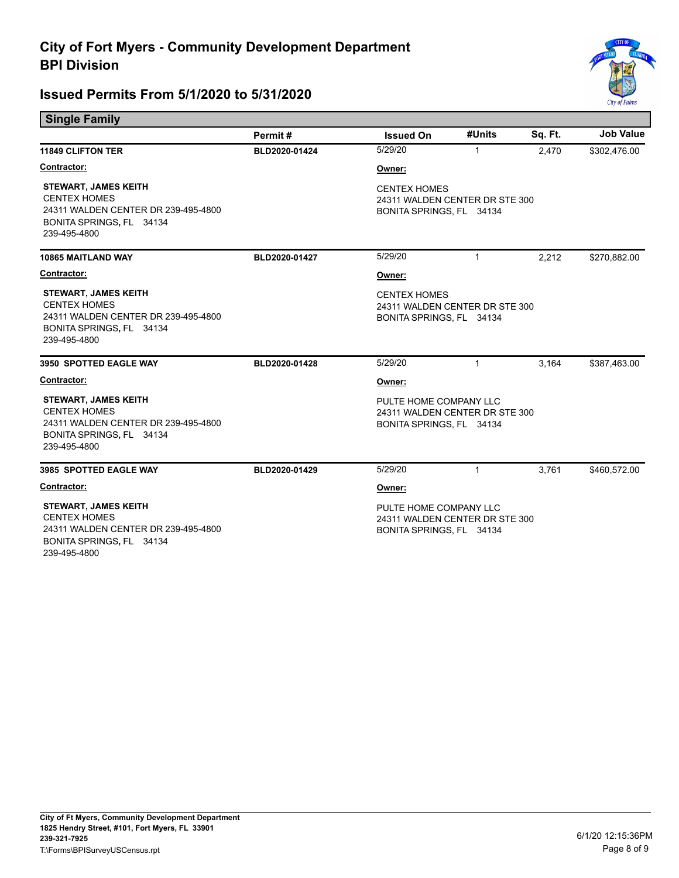# City of Fort Myers - Community Development Department

## BPI Division

## Issued Permits From 5/1/2020 to 5/31/2020

### Single Family

| | Permit # | Issued On | #Units | Sq. Ft. | Job Value |
|---|---|---|---|---|---|
| **11849 CLIFTON TER** | **BLD2020-01424** | 5/29/20 | 1 | 2,470 | $302,476.00 |

**Contractor:**

**STEWART, JAMES KEITH**
CENTEX HOMES
24311 WALDEN CENTER DR 239-495-4800
BONITA SPRINGS, FL 34134
239-495-4800

**Owner:**

CENTEX HOMES
24311 WALDEN CENTER DR STE 300
BONITA SPRINGS, FL 34134

| | Permit # | Issued On | #Units | Sq. Ft. | Job Value |
|---|---|---|---|---|---|
| **10865 MAITLAND WAY** | **BLD2020-01427** | 5/29/20 | 1 | 2,212 | $270,882.00 |

**Contractor:**

**STEWART, JAMES KEITH**
CENTEX HOMES
24311 WALDEN CENTER DR 239-495-4800
BONITA SPRINGS, FL 34134
239-495-4800

**Owner:**

CENTEX HOMES
24311 WALDEN CENTER DR STE 300
BONITA SPRINGS, FL 34134

| | Permit # | Issued On | #Units | Sq. Ft. | Job Value |
|---|---|---|---|---|---|
| **3950 SPOTTED EAGLE WAY** | **BLD2020-01428** | 5/29/20 | 1 | 3,164 | $387,463.00 |

**Contractor:**

**STEWART, JAMES KEITH**
CENTEX HOMES
24311 WALDEN CENTER DR 239-495-4800
BONITA SPRINGS, FL 34134
239-495-4800

**Owner:**

PULTE HOME COMPANY LLC
24311 WALDEN CENTER DR STE 300
BONITA SPRINGS, FL 34134

| | Permit # | Issued On | #Units | Sq. Ft. | Job Value |
|---|---|---|---|---|---|
| **3985 SPOTTED EAGLE WAY** | **BLD2020-01429** | 5/29/20 | 1 | 3,761 | $460,572.00 |

**Contractor:**

**STEWART, JAMES KEITH**
CENTEX HOMES
24311 WALDEN CENTER DR 239-495-4800
BONITA SPRINGS, FL 34134
239-495-4800

**Owner:**

PULTE HOME COMPANY LLC
24311 WALDEN CENTER DR STE 300
BONITA SPRINGS, FL 34134

**City of Ft Myers, Community Development Department**
**1825 Hendry Street, #101, Fort Myers, FL 33901**
**239-321-7925**
T:\Forms\BPISurveyUSCensus.rpt

6/1/20 12:15:36PM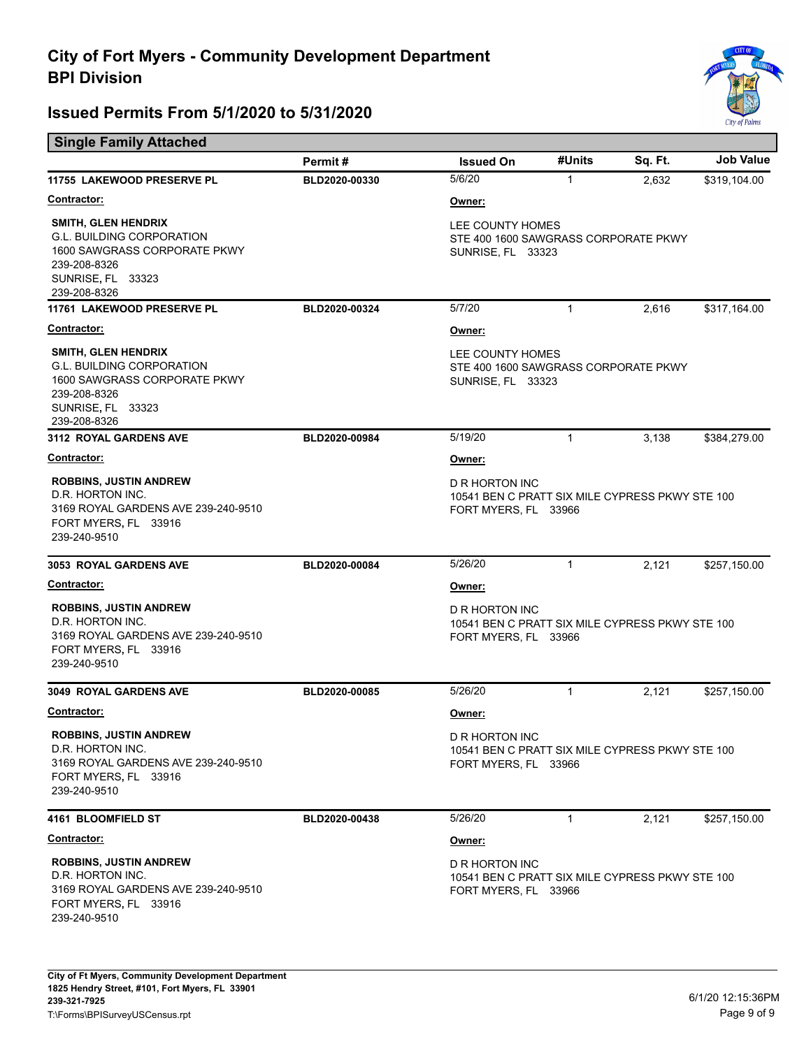# City of Fort Myers - Community Development Department
## BPI Division

## Issued Permits From 5/1/2020 to 5/31/2020

### Single Family Attached

| | Permit # | Issued On | #Units | Sq. Ft. | Job Value |
|---|---|---|---|---|---|
| **11755 LAKEWOOD PRESERVE PL** | BLD2020-00330 | 5/6/20 | 1 | 2,632 | $319,104.00 |
| **11761 LAKEWOOD PRESERVE PL** | BLD2020-00324 | 5/7/20 | 1 | 2,616 | $317,164.00 |
| **3112 ROYAL GARDENS AVE** | BLD2020-00984 | 5/19/20 | 1 | 3,138 | $384,279.00 |
| **3053 ROYAL GARDENS AVE** | BLD2020-00084 | 5/26/20 | 1 | 2,121 | $257,150.00 |
| **3049 ROYAL GARDENS AVE** | BLD2020-00085 | 5/26/20 | 1 | 2,121 | $257,150.00 |
| **4161 BLOOMFIELD ST** | BLD2020-00438 | 5/26/20 | 1 | 2,121 | $257,150.00 |

**11755 LAKEWOOD PRESERVE PL**

**Contractor:**
**SMITH, GLEN HENDRIX**
G.L. BUILDING CORPORATION
1600 SAWGRASS CORPORATE PKWY
239-208-8326
SUNRISE, FL 33323
239-208-8326

**Owner:**
LEE COUNTY HOMES
STE 400 1600 SAWGRASS CORPORATE PKWY
SUNRISE, FL 33323

**11761 LAKEWOOD PRESERVE PL**

**Contractor:**
**SMITH, GLEN HENDRIX**
G.L. BUILDING CORPORATION
1600 SAWGRASS CORPORATE PKWY
239-208-8326
SUNRISE, FL 33323
239-208-8326

**Owner:**
LEE COUNTY HOMES
STE 400 1600 SAWGRASS CORPORATE PKWY
SUNRISE, FL 33323

**3112 ROYAL GARDENS AVE**

**Contractor:**
**ROBBINS, JUSTIN ANDREW**
D.R. HORTON INC.
3169 ROYAL GARDENS AVE 239-240-9510
FORT MYERS, FL 33916
239-240-9510

**Owner:**
D R HORTON INC
10541 BEN C PRATT SIX MILE CYPRESS PKWY STE 100
FORT MYERS, FL 33966

**3053 ROYAL GARDENS AVE**

**Contractor:**
**ROBBINS, JUSTIN ANDREW**
D.R. HORTON INC.
3169 ROYAL GARDENS AVE 239-240-9510
FORT MYERS, FL 33916
239-240-9510

**Owner:**
D R HORTON INC
10541 BEN C PRATT SIX MILE CYPRESS PKWY STE 100
FORT MYERS, FL 33966

**3049 ROYAL GARDENS AVE**

**Contractor:**
**ROBBINS, JUSTIN ANDREW**
D.R. HORTON INC.
3169 ROYAL GARDENS AVE 239-240-9510
FORT MYERS, FL 33916
239-240-9510

**Owner:**
D R HORTON INC
10541 BEN C PRATT SIX MILE CYPRESS PKWY STE 100
FORT MYERS, FL 33966

**4161 BLOOMFIELD ST**

**Contractor:**
**ROBBINS, JUSTIN ANDREW**
D.R. HORTON INC.
3169 ROYAL GARDENS AVE 239-240-9510
FORT MYERS, FL 33916
239-240-9510

**Owner:**
D R HORTON INC
10541 BEN C PRATT SIX MILE CYPRESS PKWY STE 100
FORT MYERS, FL 33966

**City of Ft Myers, Community Development Department**
**1825 Hendry Street, #101, Fort Myers, FL 33901**
**239-321-7925**
T:\Forms\BPISurveyUSCensus.rpt

6/1/20 12:15:36PM